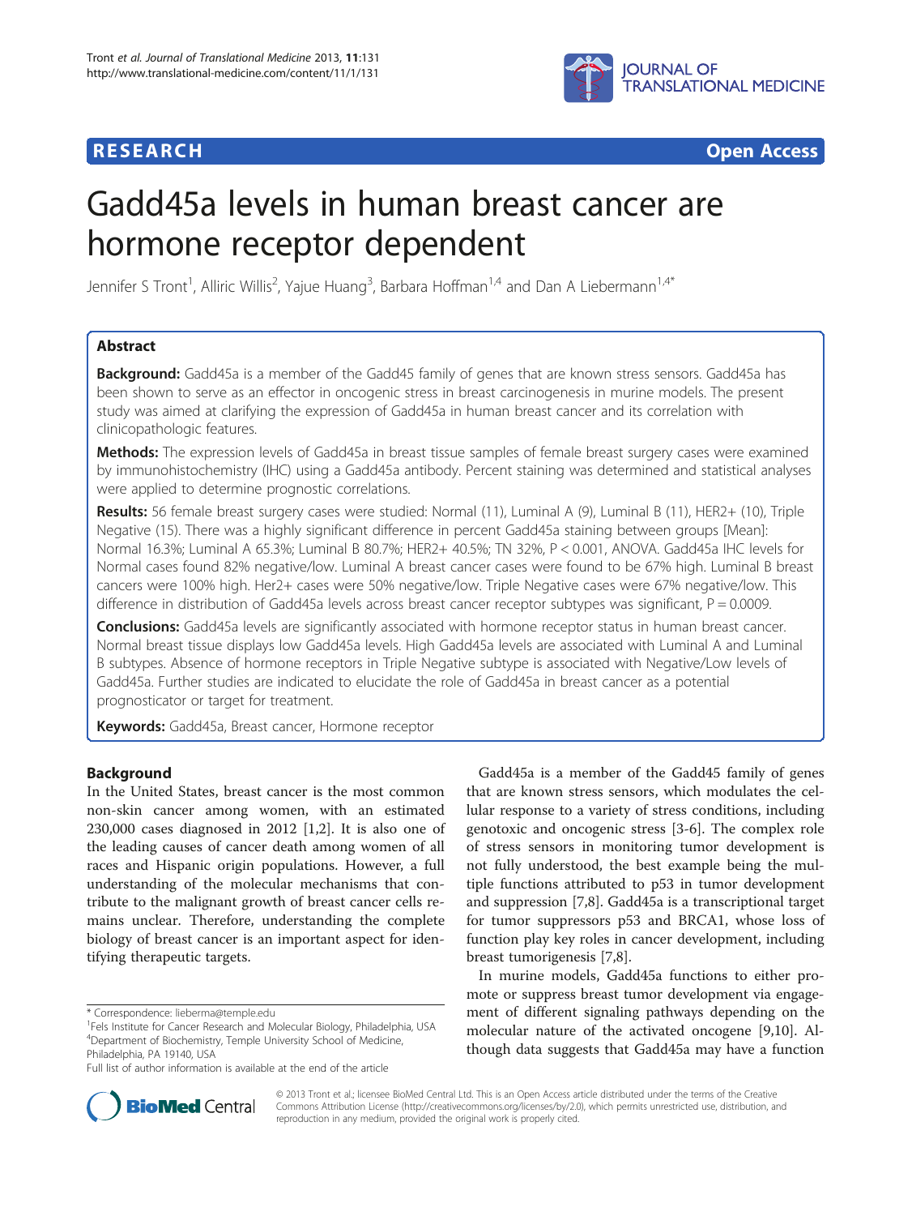**RESEARCH** **Open Access**

# Gadd45a levels in human breast cancer are hormone receptor dependent

Jennifer S Tront[1], Alliric Willis[2], Yajue Huang[3], Barbara Hoffman[1,4] and Dan A Liebermann[1,4*]

## Abstract

**Background:** Gadd45a is a member of the Gadd45 family of genes that are known stress sensors. Gadd45a has been shown to serve as an effector in oncogenic stress in breast carcinogenesis in murine models. The present study was aimed at clarifying the expression of Gadd45a in human breast cancer and its correlation with clinicopathologic features.

**Methods:** The expression levels of Gadd45a in breast tissue samples of female breast surgery cases were examined by immunohistochemistry (IHC) using a Gadd45a antibody. Percent staining was determined and statistical analyses were applied to determine prognostic correlations.

**Results:** 56 female breast surgery cases were studied: Normal (11), Luminal A (9), Luminal B (11), HER2+ (10), Triple Negative (15). There was a highly significant difference in percent Gadd45a staining between groups [Mean]: Normal 16.3%; Luminal A 65.3%; Luminal B 80.7%; HER2+ 40.5%; TN 32%, $P < 0.001$, ANOVA. Gadd45a IHC levels for Normal cases found 82% negative/low. Luminal A breast cancer cases were found to be 67% high. Luminal B breast cancers were 100% high. Her2+ cases were 50% negative/low. Triple Negative cases were 67% negative/low. This difference in distribution of Gadd45a levels across breast cancer receptor subtypes was significant, $P = 0.0009$.

**Conclusions:** Gadd45a levels are significantly associated with hormone receptor status in human breast cancer. Normal breast tissue displays low Gadd45a levels. High Gadd45a levels are associated with Luminal A and Luminal B subtypes. Absence of hormone receptors in Triple Negative subtype is associated with Negative/Low levels of Gadd45a. Further studies are indicated to elucidate the role of Gadd45a in breast cancer as a potential prognosticator or target for treatment.

**Keywords:** Gadd45a, Breast cancer, Hormone receptor

## Background

In the United States, breast cancer is the most common non-skin cancer among women, with an estimated 230,000 cases diagnosed in 2012 [1,2]. It is also one of the leading causes of cancer death among women of all races and Hispanic origin populations. However, a full understanding of the molecular mechanisms that contribute to the malignant growth of breast cancer cells remains unclear. Therefore, understanding the complete biology of breast cancer is an important aspect for identifying therapeutic targets.

Gadd45a is a member of the Gadd45 family of genes that are known stress sensors, which modulates the cellular response to a variety of stress conditions, including genotoxic and oncogenic stress [3-6]. The complex role of stress sensors in monitoring tumor development is not fully understood, the best example being the multiple functions attributed to p53 in tumor development and suppression [7,8]. Gadd45a is a transcriptional target for tumor suppressors p53 and BRCA1, whose loss of function play key roles in cancer development, including breast tumorigenesis [7,8].

In murine models, Gadd45a functions to either promote or suppress breast tumor development via engagement of different signaling pathways depending on the molecular nature of the activated oncogene [9,10]. Although data suggests that Gadd45a may have a function

\* Correspondence: lieberma@temple.edu
[1]Fels Institute for Cancer Research and Molecular Biology, Philadelphia, USA
[4]Department of Biochemistry, Temple University School of Medicine, Philadelphia, PA 19140, USA
Full list of author information is available at the end of the article

© 2013 Tront et al.; licensee BioMed Central Ltd. This is an Open Access article distributed under the terms of the Creative Commons Attribution License (http://creativecommons.org/licenses/by/2.0), which permits unrestricted use, distribution, and reproduction in any medium, provided the original work is properly cited.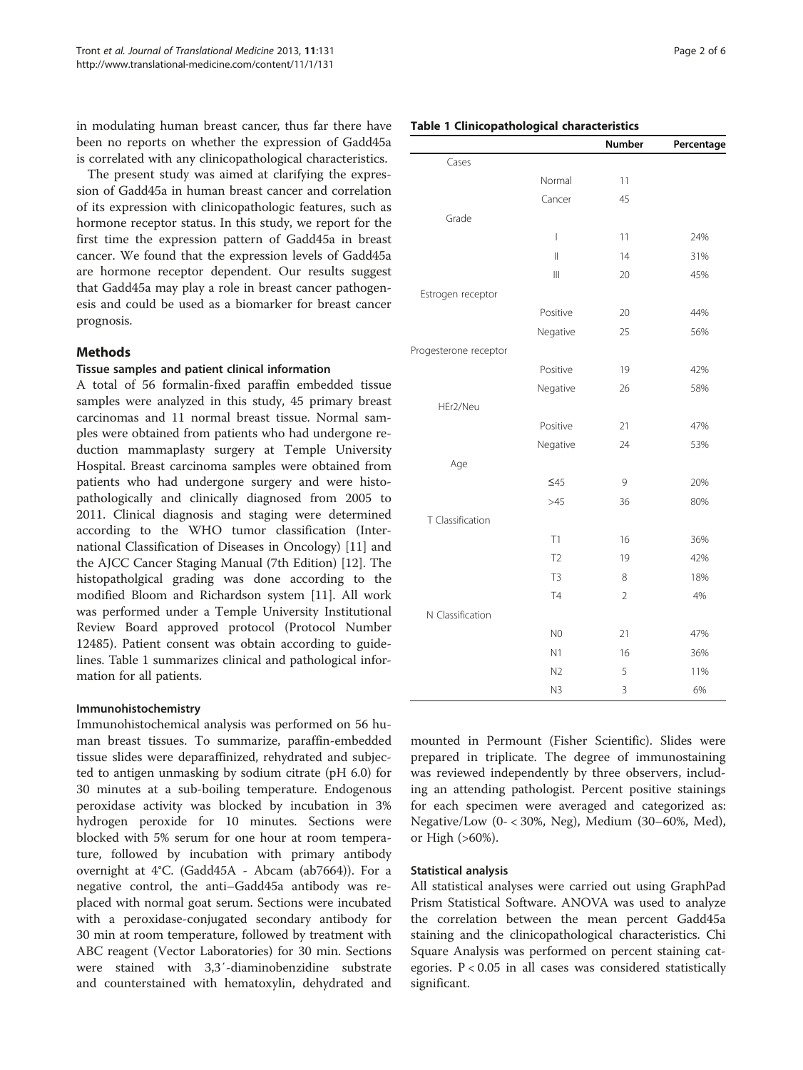in modulating human breast cancer, thus far there have been no reports on whether the expression of Gadd45a is correlated with any clinicopathological characteristics.

The present study was aimed at clarifying the expression of Gadd45a in human breast cancer and correlation of its expression with clinicopathologic features, such as hormone receptor status. In this study, we report for the first time the expression pattern of Gadd45a in breast cancer. We found that the expression levels of Gadd45a are hormone receptor dependent. Our results suggest that Gadd45a may play a role in breast cancer pathogenesis and could be used as a biomarker for breast cancer prognosis.

## Methods

### Tissue samples and patient clinical information

A total of 56 formalin-fixed paraffin embedded tissue samples were analyzed in this study, 45 primary breast carcinomas and 11 normal breast tissue. Normal samples were obtained from patients who had undergone reduction mammaplasty surgery at Temple University Hospital. Breast carcinoma samples were obtained from patients who had undergone surgery and were histopathologically and clinically diagnosed from 2005 to 2011. Clinical diagnosis and staging were determined according to the WHO tumor classification (International Classification of Diseases in Oncology) [11] and the AJCC Cancer Staging Manual (7th Edition) [12]. The histopatholgical grading was done according to the modified Bloom and Richardson system [11]. All work was performed under a Temple University Institutional Review Board approved protocol (Protocol Number 12485). Patient consent was obtain according to guidelines. Table 1 summarizes clinical and pathological information for all patients.

**Table 1 Clinicopathological characteristics**

| | | Number | Percentage |
|---|---|---|---|
| Cases | | | |
| | Normal | 11 | |
| | Cancer | 45 | |
| Grade | | | |
| | I | 11 | 24% |
| | II | 14 | 31% |
| | III | 20 | 45% |
| Estrogen receptor | | | |
| | Positive | 20 | 44% |
| | Negative | 25 | 56% |
| Progesterone receptor | | | |
| | Positive | 19 | 42% |
| | Negative | 26 | 58% |
| HEr2/Neu | | | |
| | Positive | 21 | 47% |
| | Negative | 24 | 53% |
| Age | | | |
| | ≤45 | 9 | 20% |
| | >45 | 36 | 80% |
| T Classification | | | |
| | T1 | 16 | 36% |
| | T2 | 19 | 42% |
| | T3 | 8 | 18% |
| | T4 | 2 | 4% |
| N Classification | | | |
| | N0 | 21 | 47% |
| | N1 | 16 | 36% |
| | N2 | 5 | 11% |
| | N3 | 3 | 6% |

### Immunohistochemistry

Immunohistochemical analysis was performed on 56 human breast tissues. To summarize, paraffin-embedded tissue slides were deparaffinized, rehydrated and subjected to antigen unmasking by sodium citrate (pH 6.0) for 30 minutes at a sub-boiling temperature. Endogenous peroxidase activity was blocked by incubation in 3% hydrogen peroxide for 10 minutes. Sections were blocked with 5% serum for one hour at room temperature, followed by incubation with primary antibody overnight at 4°C. (Gadd45A - Abcam (ab7664)). For a negative control, the anti–Gadd45a antibody was replaced with normal goat serum. Sections were incubated with a peroxidase-conjugated secondary antibody for 30 min at room temperature, followed by treatment with ABC reagent (Vector Laboratories) for 30 min. Sections were stained with 3,3′-diaminobenzidine substrate and counterstained with hematoxylin, dehydrated and mounted in Permount (Fisher Scientific). Slides were prepared in triplicate. The degree of immunostaining was reviewed independently by three observers, including an attending pathologist. Percent positive stainings for each specimen were averaged and categorized as: Negative/Low (0- < 30%, Neg), Medium (30–60%, Med), or High (>60%).

### Statistical analysis

All statistical analyses were carried out using GraphPad Prism Statistical Software. ANOVA was used to analyze the correlation between the mean percent Gadd45a staining and the clinicopathological characteristics. Chi Square Analysis was performed on percent staining categories. $P < 0.05$ in all cases was considered statistically significant.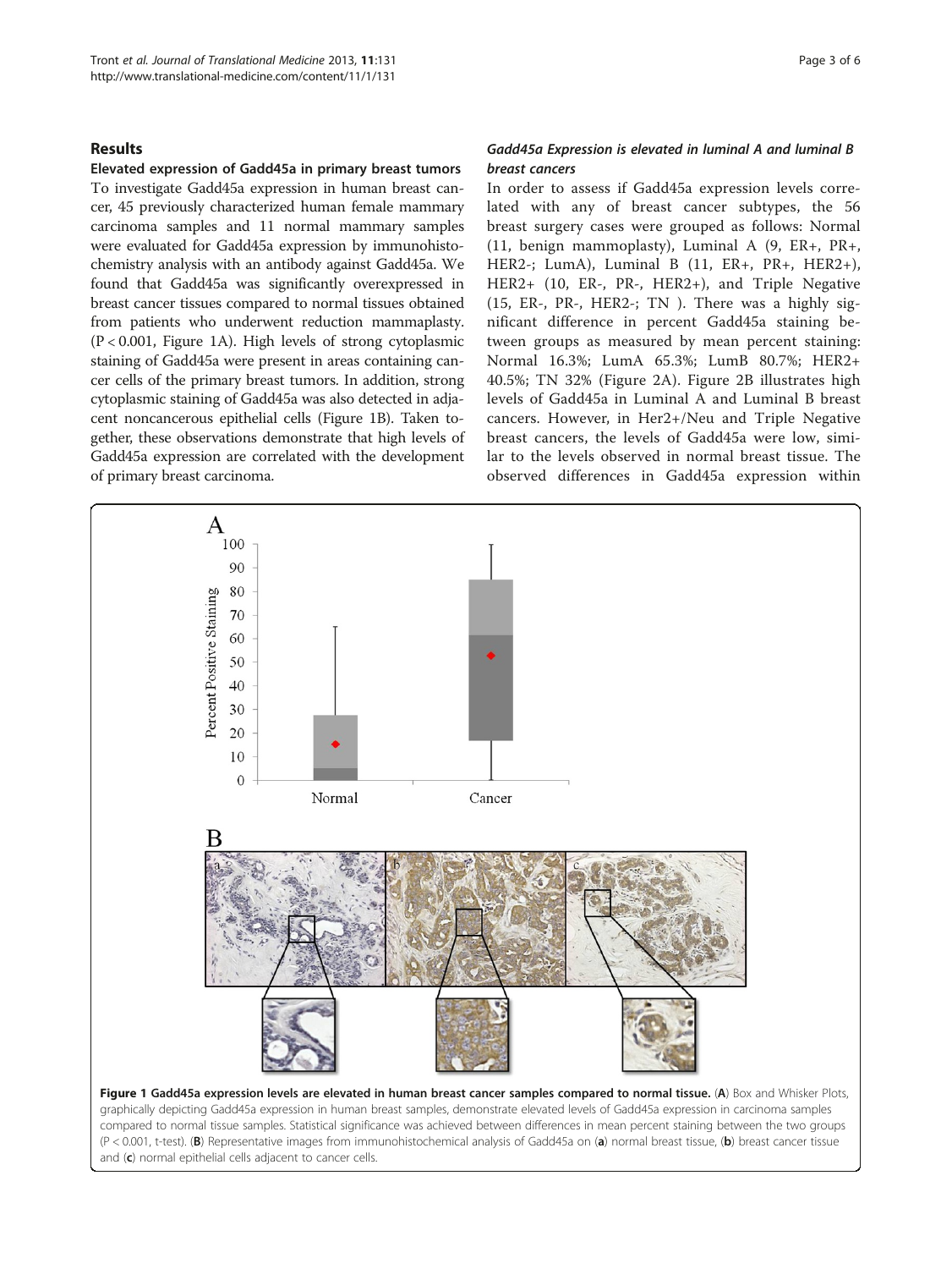## Results

### Elevated expression of Gadd45a in primary breast tumors

To investigate Gadd45a expression in human breast cancer, 45 previously characterized human female mammary carcinoma samples and 11 normal mammary samples were evaluated for Gadd45a expression by immunohistochemistry analysis with an antibody against Gadd45a. We found that Gadd45a was significantly overexpressed in breast cancer tissues compared to normal tissues obtained from patients who underwent reduction mammaplasty. ($P < 0.001$, Figure 1A). High levels of strong cytoplasmic staining of Gadd45a were present in areas containing cancer cells of the primary breast tumors. In addition, strong cytoplasmic staining of Gadd45a was also detected in adjacent noncancerous epithelial cells (Figure 1B). Taken together, these observations demonstrate that high levels of Gadd45a expression are correlated with the development of primary breast carcinoma.

### *Gadd45a Expression is elevated in luminal A and luminal B breast cancers*

In order to assess if Gadd45a expression levels correlated with any of breast cancer subtypes, the 56 breast surgery cases were grouped as follows: Normal (11, benign mammoplasty), Luminal A (9, ER+, PR+, HER2-; LumA), Luminal B (11, ER+, PR+, HER2+), HER2+ (10, ER-, PR-, HER2+), and Triple Negative (15, ER-, PR-, HER2-; TN ). There was a highly significant difference in percent Gadd45a staining between groups as measured by mean percent staining: Normal 16.3%; LumA 65.3%; LumB 80.7%; HER2+ 40.5%; TN 32% (Figure 2A). Figure 2B illustrates high levels of Gadd45a in Luminal A and Luminal B breast cancers. However, in Her2+/Neu and Triple Negative breast cancers, the levels of Gadd45a were low, similar to the levels observed in normal breast tissue. The observed differences in Gadd45a expression within

**Figure 1 Gadd45a expression levels are elevated in human breast cancer samples compared to normal tissue.** (**A**) Box and Whisker Plots, graphically depicting Gadd45a expression in human breast samples, demonstrate elevated levels of Gadd45a expression in carcinoma samples compared to normal tissue samples. Statistical significance was achieved between differences in mean percent staining between the two groups ($P < 0.001$, t-test). (**B**) Representative images from immunohistochemical analysis of Gadd45a on (**a**) normal breast tissue, (**b**) breast cancer tissue and (**c**) normal epithelial cells adjacent to cancer cells.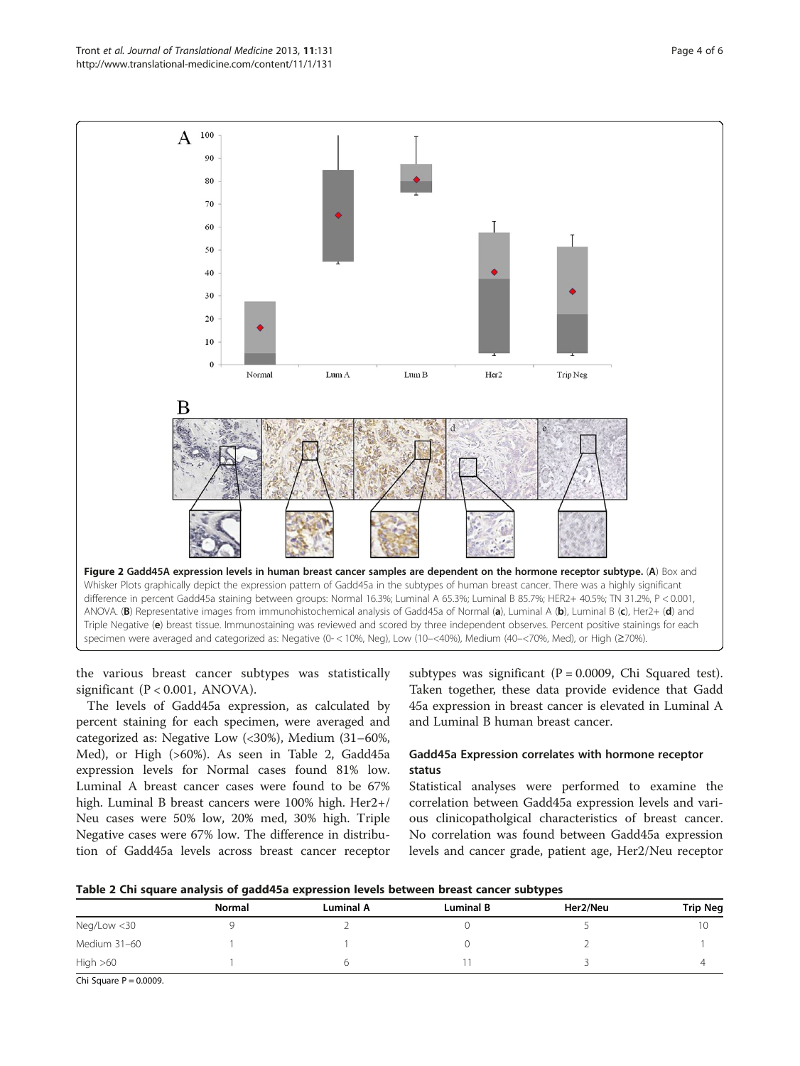**Figure 2 Gadd45A expression levels in human breast cancer samples are dependent on the hormone receptor subtype.** (**A**) Box and Whisker Plots graphically depict the expression pattern of Gadd45a in the subtypes of human breast cancer. There was a highly significant difference in percent Gadd45a staining between groups: Normal 16.3%; Luminal A 65.3%; Luminal B 85.7%; HER2+ 40.5%; TN 31.2%, P < 0.001, ANOVA. (**B**) Representative images from immunohistochemical analysis of Gadd45a of Normal (**a**), Luminal A (**b**), Luminal B (**c**), Her2+ (**d**) and Triple Negative (**e**) breast tissue. Immunostaining was reviewed and scored by three independent observes. Percent positive stainings for each specimen were averaged and categorized as: Negative (0- < 10%, Neg), Low (10–<40%), Medium (40–<70%, Med), or High (≥70%).

the various breast cancer subtypes was statistically significant (P < 0.001, ANOVA).

The levels of Gadd45a expression, as calculated by percent staining for each specimen, were averaged and categorized as: Negative Low (<30%), Medium (31–60%, Med), or High (>60%). As seen in Table 2, Gadd45a expression levels for Normal cases found 81% low. Luminal A breast cancer cases were found to be 67% high. Luminal B breast cancers were 100% high. Her2+/Neu cases were 50% low, 20% med, 30% high. Triple Negative cases were 67% low. The difference in distribution of Gadd45a levels across breast cancer receptor subtypes was significant (P = 0.0009, Chi Squared test). Taken together, these data provide evidence that Gadd 45a expression in breast cancer is elevated in Luminal A and Luminal B human breast cancer.

### Gadd45a Expression correlates with hormone receptor status

Statistical analyses were performed to examine the correlation between Gadd45a expression levels and various clinicopatholgical characteristics of breast cancer. No correlation was found between Gadd45a expression levels and cancer grade, patient age, Her2/Neu receptor

**Table 2 Chi square analysis of gadd45a expression levels between breast cancer subtypes**

| | Normal | Luminal A | Luminal B | Her2/Neu | Trip Neg |
|---|---|---|---|---|---|
| Neg/Low <30 | 9 | 2 | 0 | 5 | 10 |
| Medium 31–60 | 1 | 1 | 0 | 2 | 1 |
| High >60 | 1 | 6 | 11 | 3 | 4 |

Chi Square P = 0.0009.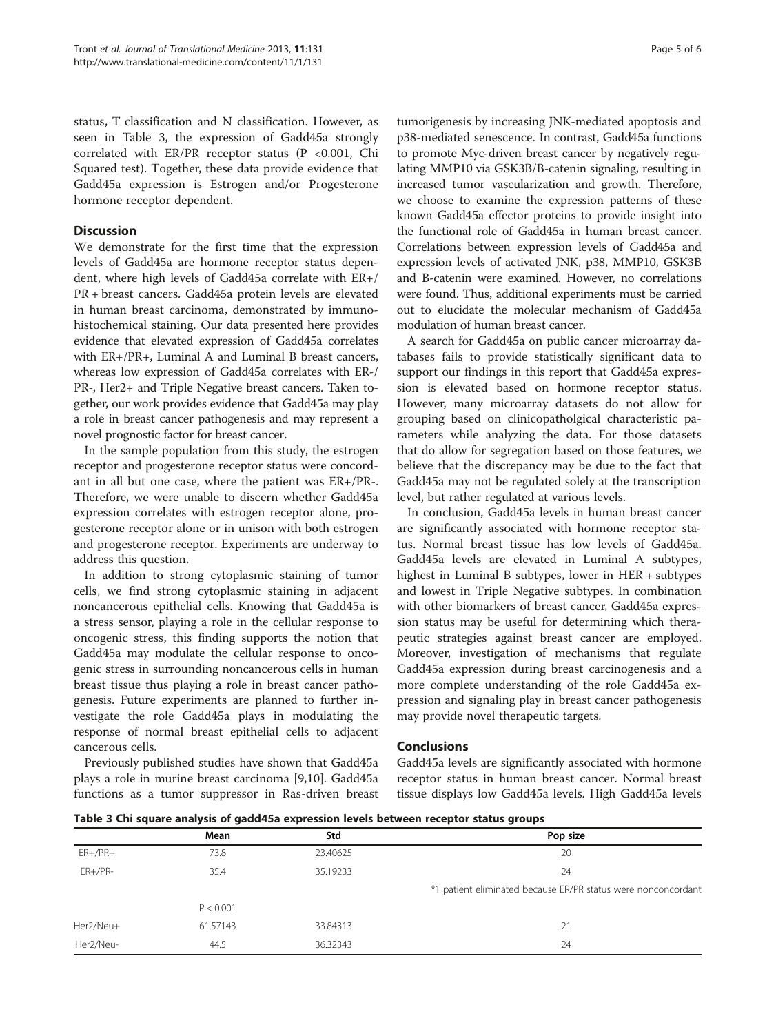status, T classification and N classification. However, as seen in Table 3, the expression of Gadd45a strongly correlated with ER/PR receptor status (P <0.001, Chi Squared test). Together, these data provide evidence that Gadd45a expression is Estrogen and/or Progesterone hormone receptor dependent.

## Discussion

We demonstrate for the first time that the expression levels of Gadd45a are hormone receptor status dependent, where high levels of Gadd45a correlate with ER+/PR + breast cancers. Gadd45a protein levels are elevated in human breast carcinoma, demonstrated by immunohistochemical staining. Our data presented here provides evidence that elevated expression of Gadd45a correlates with ER+/PR+, Luminal A and Luminal B breast cancers, whereas low expression of Gadd45a correlates with ER-/PR-, Her2+ and Triple Negative breast cancers. Taken together, our work provides evidence that Gadd45a may play a role in breast cancer pathogenesis and may represent a novel prognostic factor for breast cancer.

In the sample population from this study, the estrogen receptor and progesterone receptor status were concordant in all but one case, where the patient was ER+/PR-. Therefore, we were unable to discern whether Gadd45a expression correlates with estrogen receptor alone, progesterone receptor alone or in unison with both estrogen and progesterone receptor. Experiments are underway to address this question.

In addition to strong cytoplasmic staining of tumor cells, we find strong cytoplasmic staining in adjacent noncancerous epithelial cells. Knowing that Gadd45a is a stress sensor, playing a role in the cellular response to oncogenic stress, this finding supports the notion that Gadd45a may modulate the cellular response to oncogenic stress in surrounding noncancerous cells in human breast tissue thus playing a role in breast cancer pathogenesis. Future experiments are planned to further investigate the role Gadd45a plays in modulating the response of normal breast epithelial cells to adjacent cancerous cells.

Previously published studies have shown that Gadd45a plays a role in murine breast carcinoma [9,10]. Gadd45a functions as a tumor suppressor in Ras-driven breast tumorigenesis by increasing JNK-mediated apoptosis and p38-mediated senescence. In contrast, Gadd45a functions to promote Myc-driven breast cancer by negatively regulating MMP10 via GSK3B/B-catenin signaling, resulting in increased tumor vascularization and growth. Therefore, we choose to examine the expression patterns of these known Gadd45a effector proteins to provide insight into the functional role of Gadd45a in human breast cancer. Correlations between expression levels of Gadd45a and expression levels of activated JNK, p38, MMP10, GSK3B and B-catenin were examined. However, no correlations were found. Thus, additional experiments must be carried out to elucidate the molecular mechanism of Gadd45a modulation of human breast cancer.

A search for Gadd45a on public cancer microarray databases fails to provide statistically significant data to support our findings in this report that Gadd45a expression is elevated based on hormone receptor status. However, many microarray datasets do not allow for grouping based on clinicopatholgical characteristic parameters while analyzing the data. For those datasets that do allow for segregation based on those features, we believe that the discrepancy may be due to the fact that Gadd45a may not be regulated solely at the transcription level, but rather regulated at various levels.

In conclusion, Gadd45a levels in human breast cancer are significantly associated with hormone receptor status. Normal breast tissue has low levels of Gadd45a. Gadd45a levels are elevated in Luminal A subtypes, highest in Luminal B subtypes, lower in HER + subtypes and lowest in Triple Negative subtypes. In combination with other biomarkers of breast cancer, Gadd45a expression status may be useful for determining which therapeutic strategies against breast cancer are employed. Moreover, investigation of mechanisms that regulate Gadd45a expression during breast carcinogenesis and a more complete understanding of the role Gadd45a expression and signaling play in breast cancer pathogenesis may provide novel therapeutic targets.

## Conclusions

Gadd45a levels are significantly associated with hormone receptor status in human breast cancer. Normal breast tissue displays low Gadd45a levels. High Gadd45a levels

**Table 3 Chi square analysis of gadd45a expression levels between receptor status groups**

| | Mean | Std | Pop size |
|---|---|---|---|
| ER+/PR+ | 73.8 | 23.40625 | 20 |
| ER+/PR- | 35.4 | 35.19233 | 24 |
| | | | *1 patient eliminated because ER/PR status were nonconcordant |
| | P < 0.001 | | |
| Her2/Neu+ | 61.57143 | 33.84313 | 21 |
| Her2/Neu- | 44.5 | 36.32343 | 24 |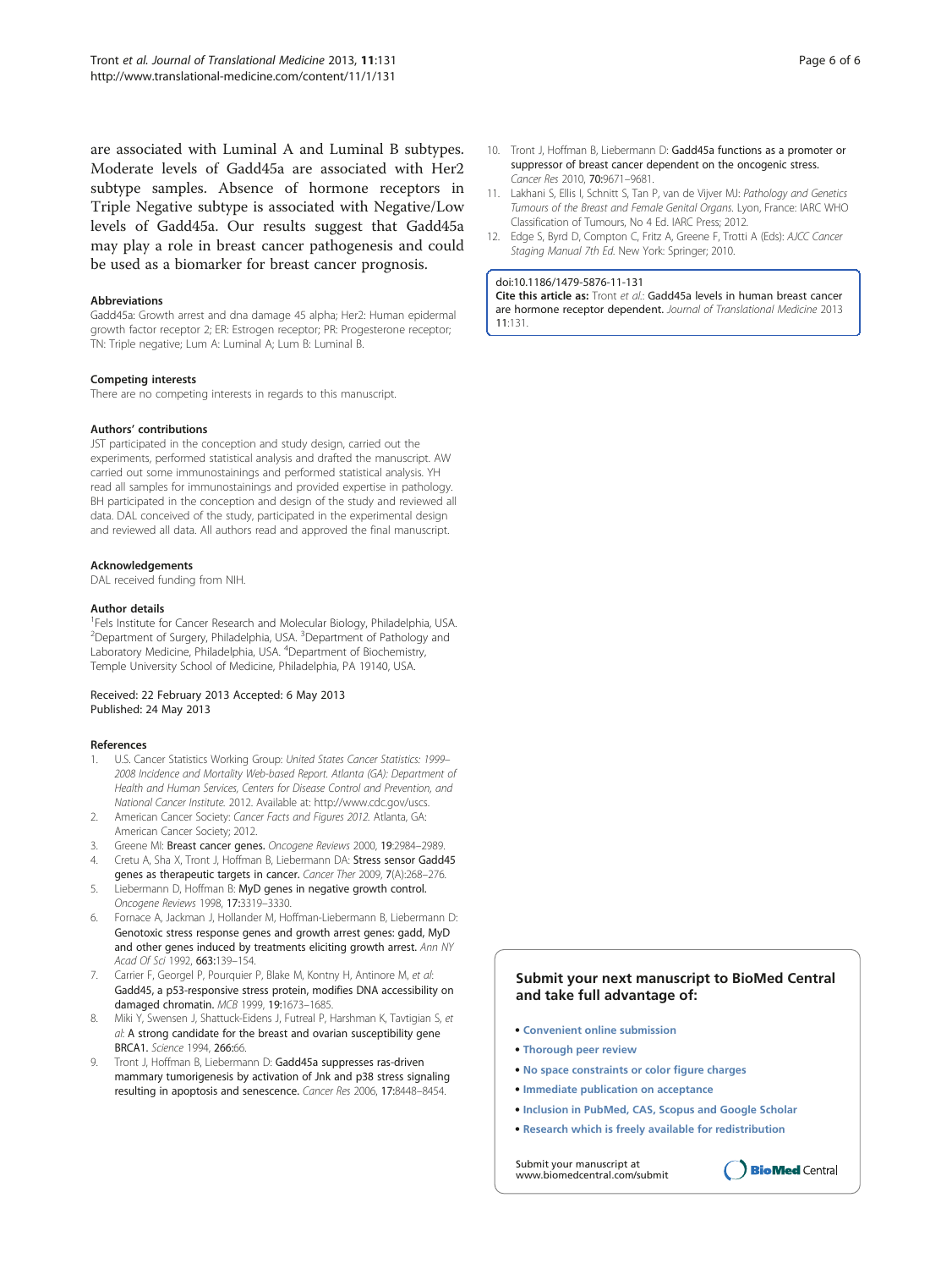are associated with Luminal A and Luminal B subtypes. Moderate levels of Gadd45a are associated with Her2 subtype samples. Absence of hormone receptors in Triple Negative subtype is associated with Negative/Low levels of Gadd45a. Our results suggest that Gadd45a may play a role in breast cancer pathogenesis and could be used as a biomarker for breast cancer prognosis.

### Abbreviations

Gadd45a: Growth arrest and dna damage 45 alpha; Her2: Human epidermal growth factor receptor 2; ER: Estrogen receptor; PR: Progesterone receptor; TN: Triple negative; Lum A: Luminal A; Lum B: Luminal B.

### Competing interests

There are no competing interests in regards to this manuscript.

### Authors' contributions

JST participated in the conception and study design, carried out the experiments, performed statistical analysis and drafted the manuscript. AW carried out some immunostainings and performed statistical analysis. YH read all samples for immunostainings and provided expertise in pathology. BH participated in the conception and design of the study and reviewed all data. DAL conceived of the study, participated in the experimental design and reviewed all data. All authors read and approved the final manuscript.

### Acknowledgements

DAL received funding from NIH.

### Author details

[1]Fels Institute for Cancer Research and Molecular Biology, Philadelphia, USA. [2]Department of Surgery, Philadelphia, USA. [3]Department of Pathology and Laboratory Medicine, Philadelphia, USA. [4]Department of Biochemistry, Temple University School of Medicine, Philadelphia, PA 19140, USA.

Received: 22 February 2013 Accepted: 6 May 2013
Published: 24 May 2013

### References

1. U.S. Cancer Statistics Working Group: *United States Cancer Statistics: 1999–2008 Incidence and Mortality Web-based Report. Atlanta (GA): Department of Health and Human Services, Centers for Disease Control and Prevention, and National Cancer Institute.* 2012. Available at: http://www.cdc.gov/uscs.
2. American Cancer Society: *Cancer Facts and Figures 2012.* Atlanta, GA: American Cancer Society; 2012.
3. Greene MI: **Breast cancer genes.** *Oncogene Reviews* 2000, **19**:2984–2989.
4. Cretu A, Sha X, Tront J, Hoffman B, Liebermann DA: **Stress sensor Gadd45 genes as therapeutic targets in cancer.** *Cancer Ther* 2009, **7**(A):268–276.
5. Liebermann D, Hoffman B: **MyD genes in negative growth control.** *Oncogene Reviews* 1998, **17**:3319–3330.
6. Fornace A, Jackman J, Hollander M, Hoffman-Liebermann B, Liebermann D: **Genotoxic stress response genes and growth arrest genes: gadd, MyD and other genes induced by treatments eliciting growth arrest.** *Ann NY Acad Of Sci* 1992, **663**:139–154.
7. Carrier F, Georgel P, Pourquier P, Blake M, Kontny H, Antinore M, *et al*: **Gadd45, a p53-responsive stress protein, modifies DNA accessibility on damaged chromatin.** *MCB* 1999, **19**:1673–1685.
8. Miki Y, Swensen J, Shattuck-Eidens J, Futreal P, Harshman K, Tavtigian S, *et al*: **A strong candidate for the breast and ovarian susceptibility gene BRCA1.** *Science* 1994, **266**:66.
9. Tront J, Hoffman B, Liebermann D: **Gadd45a suppresses ras-driven mammary tumorigenesis by activation of Jnk and p38 stress signaling resulting in apoptosis and senescence.** *Cancer Res* 2006, **17**:8448–8454.
10. Tront J, Hoffman B, Liebermann D: **Gadd45a functions as a promoter or suppressor of breast cancer dependent on the oncogenic stress.** *Cancer Res* 2010, **70**:9671–9681.
11. Lakhani S, Ellis I, Schnitt S, Tan P, van de Vijver MJ: *Pathology and Genetics Tumours of the Breast and Female Genital Organs.* Lyon, France: IARC WHO Classification of Tumours, No 4 Ed. IARC Press; 2012.
12. Edge S, Byrd D, Compton C, Fritz A, Greene F, Trotti A (Eds): *AJCC Cancer Staging Manual 7th Ed.* New York: Springer; 2010.

doi:10.1186/1479-5876-11-131
**Cite this article as:** Tront *et al.*: Gadd45a levels in human breast cancer are hormone receptor dependent. *Journal of Translational Medicine* 2013 **11**:131.

**Submit your next manuscript to BioMed Central and take full advantage of:**

- Convenient online submission
- Thorough peer review
- No space constraints or color figure charges
- Immediate publication on acceptance
- Inclusion in PubMed, CAS, Scopus and Google Scholar
- Research which is freely available for redistribution

Submit your manuscript at
www.biomedcentral.com/submit